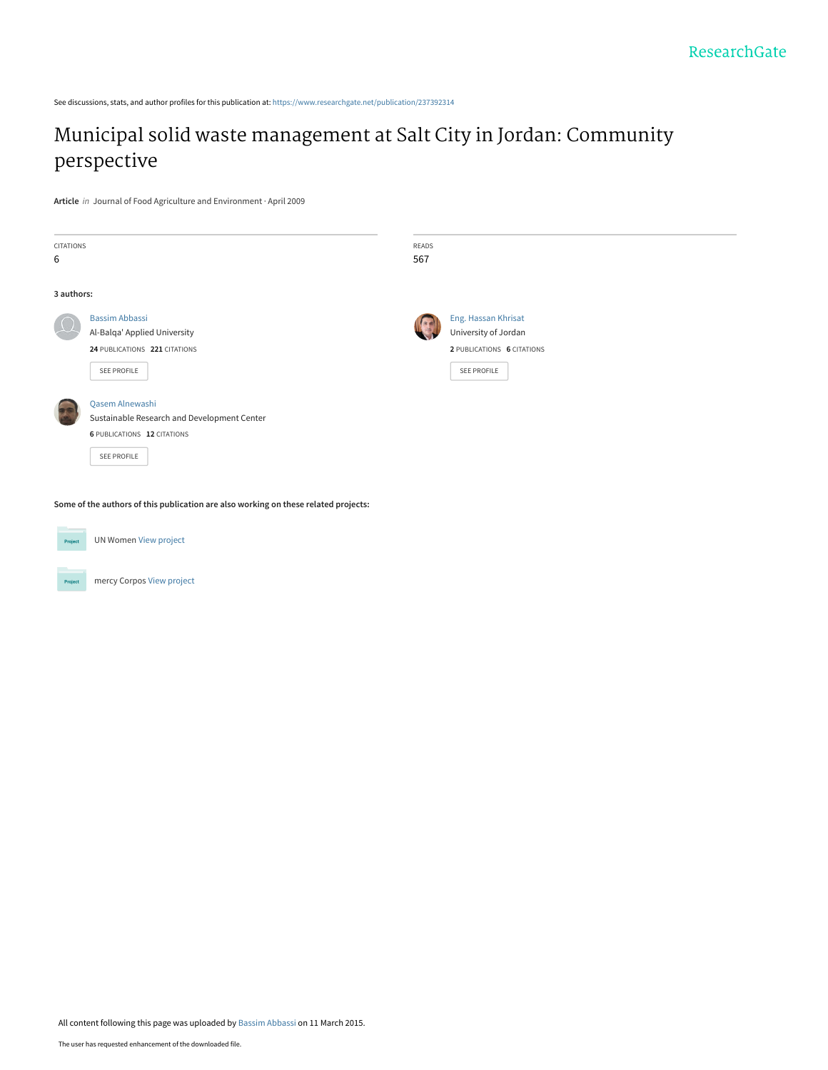See discussions, stats, and author profiles for this publication at: https://www.researchgate.net/publication/237392314

# Municipal solid waste management at Salt City in Jordan: Community perspective

**Article** *in* Journal of Food Agriculture and Environment · April 2009

CITATIONS
6

READS
567

**3 authors:**

Bassim Abbassi
Al-Balqa' Applied University
**24** PUBLICATIONS **221** CITATIONS
SEE PROFILE

Eng. Hassan Khrisat
University of Jordan
**2** PUBLICATIONS **6** CITATIONS
SEE PROFILE

Qasem Alnewashi
Sustainable Research and Development Center
**6** PUBLICATIONS **12** CITATIONS
SEE PROFILE

**Some of the authors of this publication are also working on these related projects:**

UN Women View project

mercy Corpos View project

All content following this page was uploaded by Bassim Abbassi on 11 March 2015.

The user has requested enhancement of the downloaded file.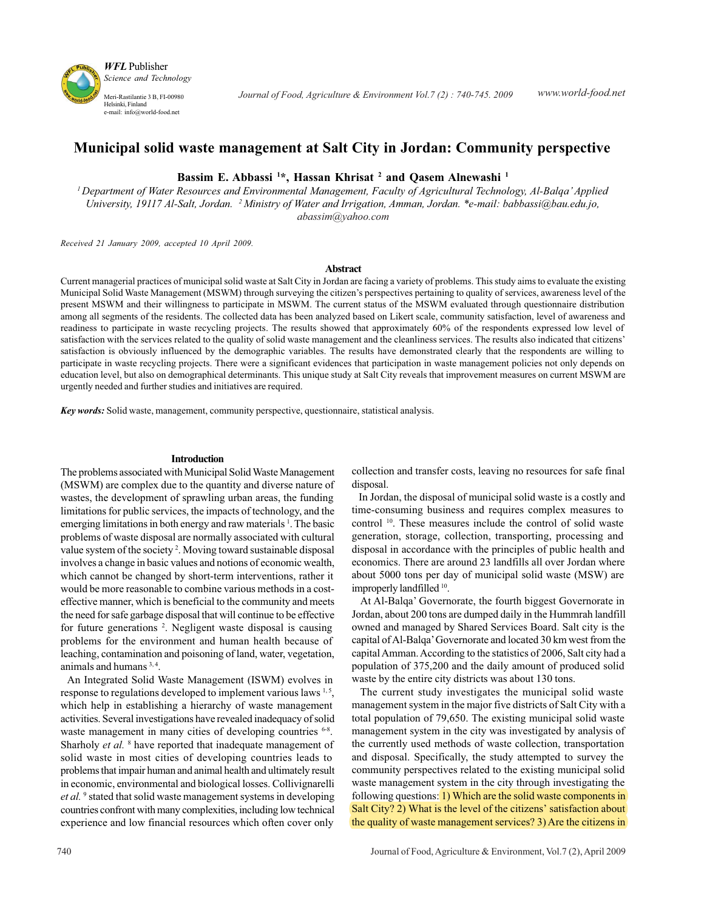# Municipal solid waste management at Salt City in Jordan: Community perspective

**Bassim E. Abbassi [1]*, Hassan Khrisat [2] and Qasem Alnewashi [1]**

[1] *Department of Water Resources and Environmental Management, Faculty of Agricultural Technology, Al-Balqa' Applied University, 19117 Al-Salt, Jordan.* [2] *Ministry of Water and Irrigation, Amman, Jordan. *e-mail: babbassi@bau.edu.jo, abassim@yahoo.com*

*Received 21 January 2009, accepted 10 April 2009.*

## Abstract

Current managerial practices of municipal solid waste at Salt City in Jordan are facing a variety of problems. This study aims to evaluate the existing Municipal Solid Waste Management (MSWM) through surveying the citizen's perspectives pertaining to quality of services, awareness level of the present MSWM and their willingness to participate in MSWM. The current status of the MSWM evaluated through questionnaire distribution among all segments of the residents. The collected data has been analyzed based on Likert scale, community satisfaction, level of awareness and readiness to participate in waste recycling projects. The results showed that approximately 60% of the respondents expressed low level of satisfaction with the services related to the quality of solid waste management and the cleanliness services. The results also indicated that citizens' satisfaction is obviously influenced by the demographic variables. The results have demonstrated clearly that the respondents are willing to participate in waste recycling projects. There were a significant evidences that participation in waste management policies not only depends on education level, but also on demographical determinants. This unique study at Salt City reveals that improvement measures on current MSWM are urgently needed and further studies and initiatives are required.

***Key words:*** Solid waste, management, community perspective, questionnaire, statistical analysis.

## Introduction

The problems associated with Municipal Solid Waste Management (MSWM) are complex due to the quantity and diverse nature of wastes, the development of sprawling urban areas, the funding limitations for public services, the impacts of technology, and the emerging limitations in both energy and raw materials [1]. The basic problems of waste disposal are normally associated with cultural value system of the society [2]. Moving toward sustainable disposal involves a change in basic values and notions of economic wealth, which cannot be changed by short-term interventions, rather it would be more reasonable to combine various methods in a cost-effective manner, which is beneficial to the community and meets the need for safe garbage disposal that will continue to be effective for future generations [2]. Negligent waste disposal is causing problems for the environment and human health because of leaching, contamination and poisoning of land, water, vegetation, animals and humans [3, 4].

An Integrated Solid Waste Management (ISWM) evolves in response to regulations developed to implement various laws [1, 5], which help in establishing a hierarchy of waste management activities. Several investigations have revealed inadequacy of solid waste management in many cities of developing countries [6-8]. Sharholy *et al.* [8] have reported that inadequate management of solid waste in most cities of developing countries leads to problems that impair human and animal health and ultimately result in economic, environmental and biological losses. Collivignarelli *et al.* [9] stated that solid waste management systems in developing countries confront with many complexities, including low technical experience and low financial resources which often cover only collection and transfer costs, leaving no resources for safe final disposal.

In Jordan, the disposal of municipal solid waste is a costly and time-consuming business and requires complex measures to control [10]. These measures include the control of solid waste generation, storage, collection, transporting, processing and disposal in accordance with the principles of public health and economics. There are around 23 landfills all over Jordan where about 5000 tons per day of municipal solid waste (MSW) are improperly landfilled [10].

At Al-Balqa' Governorate, the fourth biggest Governorate in Jordan, about 200 tons are dumped daily in the Hummrah landfill owned and managed by Shared Services Board. Salt city is the capital of Al-Balqa' Governorate and located 30 km west from the capital Amman. According to the statistics of 2006, Salt city had a population of 375,200 and the daily amount of produced solid waste by the entire city districts was about 130 tons.

The current study investigates the municipal solid waste management system in the major five districts of Salt City with a total population of 79,650. The existing municipal solid waste management system in the city was investigated by analysis of the currently used methods of waste collection, transportation and disposal. Specifically, the study attempted to survey the community perspectives related to the existing municipal solid waste management system in the city through investigating the following questions: 1) Which are the solid waste components in Salt City? 2) What is the level of the citizens' satisfaction about the quality of waste management services? 3) Are the citizens in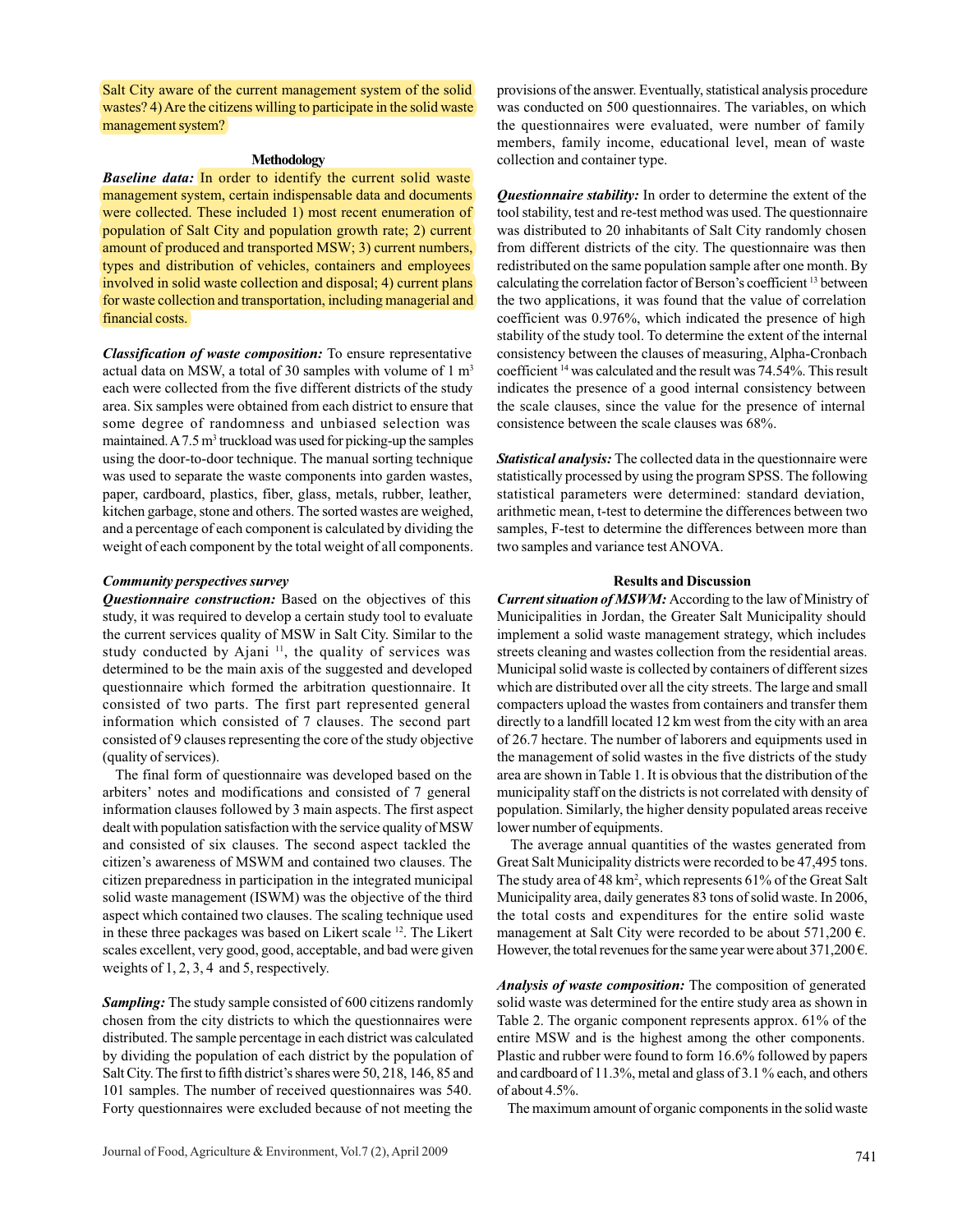Salt City aware of the current management system of the solid wastes? 4) Are the citizens willing to participate in the solid waste management system?

## Methodology

***Baseline data:*** In order to identify the current solid waste management system, certain indispensable data and documents were collected. These included 1) most recent enumeration of population of Salt City and population growth rate; 2) current amount of produced and transported MSW; 3) current numbers, types and distribution of vehicles, containers and employees involved in solid waste collection and disposal; 4) current plans for waste collection and transportation, including managerial and financial costs.

***Classification of waste composition:*** To ensure representative actual data on MSW, a total of 30 samples with volume of 1 $m^3$ each were collected from the five different districts of the study area. Six samples were obtained from each district to ensure that some degree of randomness and unbiased selection was maintained. A 7.5 $m^3$ truckload was used for picking-up the samples using the door-to-door technique. The manual sorting technique was used to separate the waste components into garden wastes, paper, cardboard, plastics, fiber, glass, metals, rubber, leather, kitchen garbage, stone and others. The sorted wastes are weighed, and a percentage of each component is calculated by dividing the weight of each component by the total weight of all components.

***Community perspectives survey***

***Questionnaire construction:*** Based on the objectives of this study, it was required to develop a certain study tool to evaluate the current services quality of MSW in Salt City. Similar to the study conducted by Ajani [11], the quality of services was determined to be the main axis of the suggested and developed questionnaire which formed the arbitration questionnaire. It consisted of two parts. The first part represented general information which consisted of 7 clauses. The second part consisted of 9 clauses representing the core of the study objective (quality of services).

The final form of questionnaire was developed based on the arbiters' notes and modifications and consisted of 7 general information clauses followed by 3 main aspects. The first aspect dealt with population satisfaction with the service quality of MSW and consisted of six clauses. The second aspect tackled the citizen's awareness of MSWM and contained two clauses. The citizen preparedness in participation in the integrated municipal solid waste management (ISWM) was the objective of the third aspect which contained two clauses. The scaling technique used in these three packages was based on Likert scale [12]. The Likert scales excellent, very good, good, acceptable, and bad were given weights of 1, 2, 3, 4 and 5, respectively.

***Sampling:*** The study sample consisted of 600 citizens randomly chosen from the city districts to which the questionnaires were distributed. The sample percentage in each district was calculated by dividing the population of each district by the population of Salt City. The first to fifth district's shares were 50, 218, 146, 85 and 101 samples. The number of received questionnaires was 540. Forty questionnaires were excluded because of not meeting the provisions of the answer. Eventually, statistical analysis procedure was conducted on 500 questionnaires. The variables, on which the questionnaires were evaluated, were number of family members, family income, educational level, mean of waste collection and container type.

***Questionnaire stability:*** In order to determine the extent of the tool stability, test and re-test method was used. The questionnaire was distributed to 20 inhabitants of Salt City randomly chosen from different districts of the city. The questionnaire was then redistributed on the same population sample after one month. By calculating the correlation factor of Berson's coefficient [13] between the two applications, it was found that the value of correlation coefficient was 0.976%, which indicated the presence of high stability of the study tool. To determine the extent of the internal consistency between the clauses of measuring, Alpha-Cronbach coefficient [14] was calculated and the result was 74.54%. This result indicates the presence of a good internal consistency between the scale clauses, since the value for the presence of internal consistence between the scale clauses was 68%.

***Statistical analysis:*** The collected data in the questionnaire were statistically processed by using the program SPSS. The following statistical parameters were determined: standard deviation, arithmetic mean, t-test to determine the differences between two samples, F-test to determine the differences between more than two samples and variance test ANOVA.

## Results and Discussion

***Current situation of MSWM:*** According to the law of Ministry of Municipalities in Jordan, the Greater Salt Municipality should implement a solid waste management strategy, which includes streets cleaning and wastes collection from the residential areas. Municipal solid waste is collected by containers of different sizes which are distributed over all the city streets. The large and small compacters upload the wastes from containers and transfer them directly to a landfill located 12 km west from the city with an area of 26.7 hectare. The number of laborers and equipments used in the management of solid wastes in the five districts of the study area are shown in Table 1. It is obvious that the distribution of the municipality staff on the districts is not correlated with density of population. Similarly, the higher density populated areas receive lower number of equipments.

The average annual quantities of the wastes generated from Great Salt Municipality districts were recorded to be 47,495 tons. The study area of 48 $km^2$, which represents 61% of the Great Salt Municipality area, daily generates 83 tons of solid waste. In 2006, the total costs and expenditures for the entire solid waste management at Salt City were recorded to be about 571,200 €. However, the total revenues for the same year were about 371,200 €.

***Analysis of waste composition:*** The composition of generated solid waste was determined for the entire study area as shown in Table 2. The organic component represents approx. 61% of the entire MSW and is the highest among the other components. Plastic and rubber were found to form 16.6% followed by papers and cardboard of 11.3%, metal and glass of 3.1 % each, and others of about 4.5%.

The maximum amount of organic components in the solid waste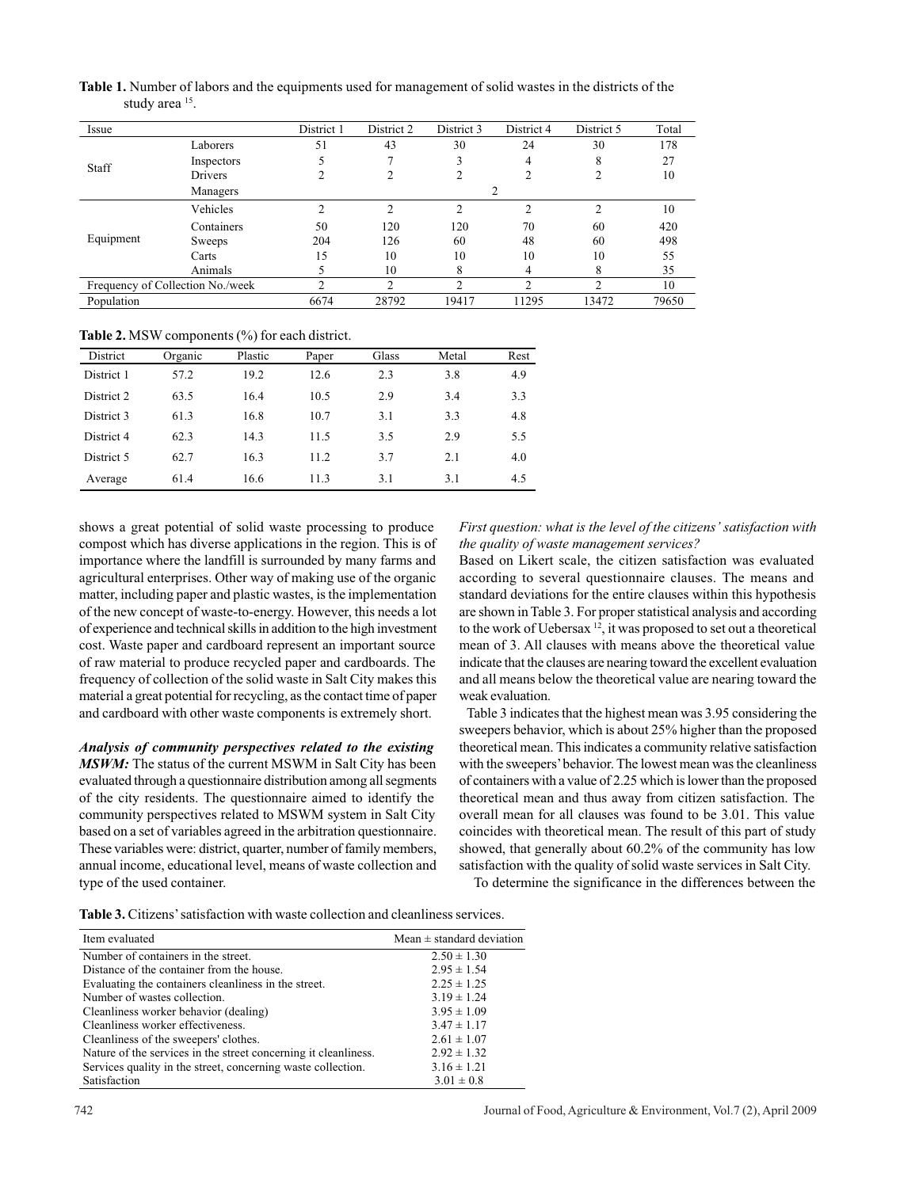**Table 1.** Number of labors and the equipments used for management of solid wastes in the districts of the study area [15].

| Issue | | District 1 | District 2 | District 3 | District 4 | District 5 | Total |
|---|---|---|---|---|---|---|---|
| Staff | Laborers | 51 | 43 | 30 | 24 | 30 | 178 |
| | Inspectors | 5 | 7 | 3 | 4 | 8 | 27 |
| | Drivers | 2 | 2 | 2 | 2 | 2 | 10 |
| | Managers | | | | 2 | | |
| Equipment | Vehicles | 2 | 2 | 2 | 2 | 2 | 10 |
| | Containers | 50 | 120 | 120 | 70 | 60 | 420 |
| | Sweeps | 204 | 126 | 60 | 48 | 60 | 498 |
| | Carts | 15 | 10 | 10 | 10 | 10 | 55 |
| | Animals | 5 | 10 | 8 | 4 | 8 | 35 |
| Frequency of Collection No./week | | 2 | 2 | 2 | 2 | 2 | 10 |
| Population | | 6674 | 28792 | 19417 | 11295 | 13472 | 79650 |

**Table 2.** MSW components (%) for each district.

| District | Organic | Plastic | Paper | Glass | Metal | Rest |
|---|---|---|---|---|---|---|
| District 1 | 57.2 | 19.2 | 12.6 | 2.3 | 3.8 | 4.9 |
| District 2 | 63.5 | 16.4 | 10.5 | 2.9 | 3.4 | 3.3 |
| District 3 | 61.3 | 16.8 | 10.7 | 3.1 | 3.3 | 4.8 |
| District 4 | 62.3 | 14.3 | 11.5 | 3.5 | 2.9 | 5.5 |
| District 5 | 62.7 | 16.3 | 11.2 | 3.7 | 2.1 | 4.0 |
| Average | 61.4 | 16.6 | 11.3 | 3.1 | 3.1 | 4.5 |

shows a great potential of solid waste processing to produce compost which has diverse applications in the region. This is of importance where the landfill is surrounded by many farms and agricultural enterprises. Other way of making use of the organic matter, including paper and plastic wastes, is the implementation of the new concept of waste-to-energy. However, this needs a lot of experience and technical skills in addition to the high investment cost. Waste paper and cardboard represent an important source of raw material to produce recycled paper and cardboards. The frequency of collection of the solid waste in Salt City makes this material a great potential for recycling, as the contact time of paper and cardboard with other waste components is extremely short.

***Analysis of community perspectives related to the existing MSWM:*** The status of the current MSWM in Salt City has been evaluated through a questionnaire distribution among all segments of the city residents. The questionnaire aimed to identify the community perspectives related to MSWM system in Salt City based on a set of variables agreed in the arbitration questionnaire. These variables were: district, quarter, number of family members, annual income, educational level, means of waste collection and type of the used container.

*First question: what is the level of the citizens' satisfaction with the quality of waste management services?*

Based on Likert scale, the citizen satisfaction was evaluated according to several questionnaire clauses. The means and standard deviations for the entire clauses within this hypothesis are shown in Table 3. For proper statistical analysis and according to the work of Uebersax [12], it was proposed to set out a theoretical mean of 3. All clauses with means above the theoretical value indicate that the clauses are nearing toward the excellent evaluation and all means below the theoretical value are nearing toward the weak evaluation.

Table 3 indicates that the highest mean was 3.95 considering the sweepers behavior, which is about 25% higher than the proposed theoretical mean. This indicates a community relative satisfaction with the sweepers' behavior. The lowest mean was the cleanliness of containers with a value of 2.25 which is lower than the proposed theoretical mean and thus away from citizen satisfaction. The overall mean for all clauses was found to be 3.01. This value coincides with theoretical mean. The result of this part of study showed, that generally about 60.2% of the community has low satisfaction with the quality of solid waste services in Salt City.

To determine the significance in the differences between the

**Table 3.** Citizens' satisfaction with waste collection and cleanliness services.

| Item evaluated | Mean ± standard deviation |
|---|---|
| Number of containers in the street. | 2.50 ± 1.30 |
| Distance of the container from the house. | 2.95 ± 1.54 |
| Evaluating the containers cleanliness in the street. | 2.25 ± 1.25 |
| Number of wastes collection. | 3.19 ± 1.24 |
| Cleanliness worker behavior (dealing) | 3.95 ± 1.09 |
| Cleanliness worker effectiveness. | 3.47 ± 1.17 |
| Cleanliness of the sweepers' clothes. | 2.61 ± 1.07 |
| Nature of the services in the street concerning it cleanliness. | 2.92 ± 1.32 |
| Services quality in the street, concerning waste collection. | 3.16 ± 1.21 |
| Satisfaction | 3.01 ± 0.8 |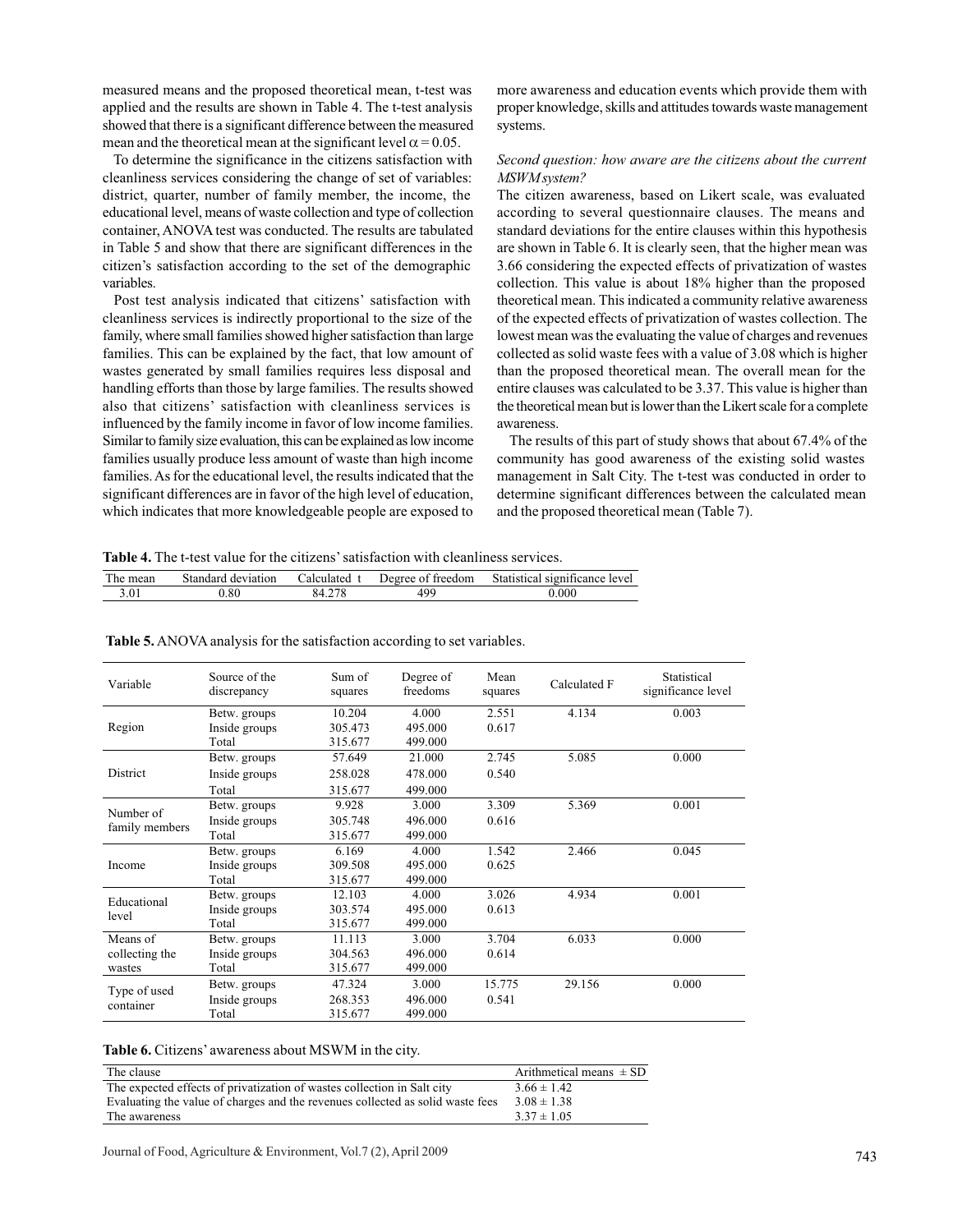measured means and the proposed theoretical mean, t-test was applied and the results are shown in Table 4. The t-test analysis showed that there is a significant difference between the measured mean and the theoretical mean at the significant level $\alpha = 0.05$.

To determine the significance in the citizens satisfaction with cleanliness services considering the change of set of variables: district, quarter, number of family member, the income, the educational level, means of waste collection and type of collection container, ANOVA test was conducted. The results are tabulated in Table 5 and show that there are significant differences in the citizen's satisfaction according to the set of the demographic variables.

Post test analysis indicated that citizens' satisfaction with cleanliness services is indirectly proportional to the size of the family, where small families showed higher satisfaction than large families. This can be explained by the fact, that low amount of wastes generated by small families requires less disposal and handling efforts than those by large families. The results showed also that citizens' satisfaction with cleanliness services is influenced by the family income in favor of low income families. Similar to family size evaluation, this can be explained as low income families usually produce less amount of waste than high income families. As for the educational level, the results indicated that the significant differences are in favor of the high level of education, which indicates that more knowledgeable people are exposed to more awareness and education events which provide them with proper knowledge, skills and attitudes towards waste management systems.

*Second question: how aware are the citizens about the current MSWM system?*

The citizen awareness, based on Likert scale, was evaluated according to several questionnaire clauses. The means and standard deviations for the entire clauses within this hypothesis are shown in Table 6. It is clearly seen, that the higher mean was 3.66 considering the expected effects of privatization of wastes collection. This value is about 18% higher than the proposed theoretical mean. This indicated a community relative awareness of the expected effects of privatization of wastes collection. The lowest mean was the evaluating the value of charges and revenues collected as solid waste fees with a value of 3.08 which is higher than the proposed theoretical mean. The overall mean for the entire clauses was calculated to be 3.37. This value is higher than the theoretical mean but is lower than the Likert scale for a complete awareness.

The results of this part of study shows that about 67.4% of the community has good awareness of the existing solid wastes management in Salt City. The t-test was conducted in order to determine significant differences between the calculated mean and the proposed theoretical mean (Table 7).

**Table 4.** The t-test value for the citizens' satisfaction with cleanliness services.

| The mean | Standard deviation | Calculated t | Degree of freedom | Statistical significance level |
|---|---|---|---|---|
| 3.01 | 0.80 | 84.278 | 499 | 0.000 |

**Table 5.** ANOVA analysis for the satisfaction according to set variables.

| Variable | Source of the discrepancy | Sum of squares | Degree of freedoms | Mean squares | Calculated F | Statistical significance level |
|---|---|---|---|---|---|---|
| Region | Betw. groups | 10.204 | 4.000 | 2.551 | 4.134 | 0.003 |
| | Inside groups | 305.473 | 495.000 | 0.617 | | |
| | Total | 315.677 | 499.000 | | | |
| District | Betw. groups | 57.649 | 21.000 | 2.745 | 5.085 | 0.000 |
| | Inside groups | 258.028 | 478.000 | 0.540 | | |
| | Total | 315.677 | 499.000 | | | |
| Number of family members | Betw. groups | 9.928 | 3.000 | 3.309 | 5.369 | 0.001 |
| | Inside groups | 305.748 | 496.000 | 0.616 | | |
| | Total | 315.677 | 499.000 | | | |
| Income | Betw. groups | 6.169 | 4.000 | 1.542 | 2.466 | 0.045 |
| | Inside groups | 309.508 | 495.000 | 0.625 | | |
| | Total | 315.677 | 499.000 | | | |
| Educational level | Betw. groups | 12.103 | 4.000 | 3.026 | 4.934 | 0.001 |
| | Inside groups | 303.574 | 495.000 | 0.613 | | |
| | Total | 315.677 | 499.000 | | | |
| Means of collecting the wastes | Betw. groups | 11.113 | 3.000 | 3.704 | 6.033 | 0.000 |
| | Inside groups | 304.563 | 496.000 | 0.614 | | |
| | Total | 315.677 | 499.000 | | | |
| Type of used container | Betw. groups | 47.324 | 3.000 | 15.775 | 29.156 | 0.000 |
| | Inside groups | 268.353 | 496.000 | 0.541 | | |
| | Total | 315.677 | 499.000 | | | |

**Table 6.** Citizens' awareness about MSWM in the city.

| The clause | Arithmetical means ± SD |
|---|---|
| The expected effects of privatization of wastes collection in Salt city | 3.66 ± 1.42 |
| Evaluating the value of charges and the revenues collected as solid waste fees | 3.08 ± 1.38 |
| The awareness | 3.37 ± 1.05 |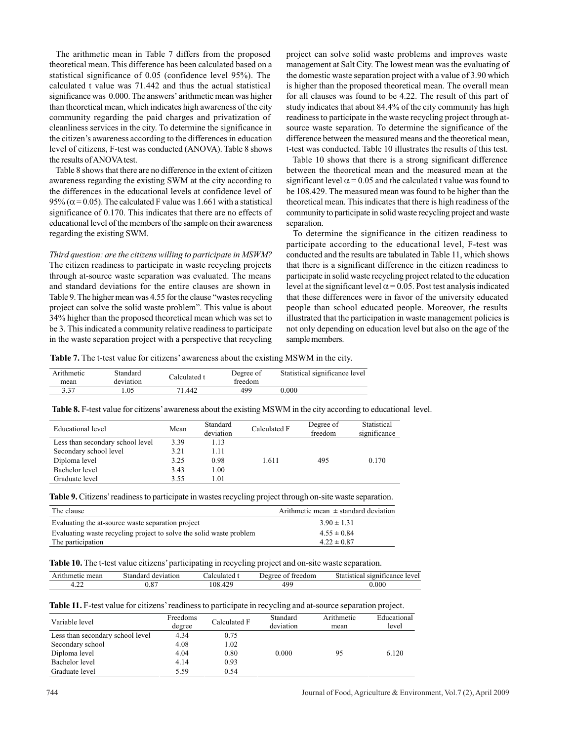The arithmetic mean in Table 7 differs from the proposed theoretical mean. This difference has been calculated based on a statistical significance of 0.05 (confidence level 95%). The calculated t value was 71.442 and thus the actual statistical significance was 0.000. The answers' arithmetic mean was higher than theoretical mean, which indicates high awareness of the city community regarding the paid charges and privatization of cleanliness services in the city. To determine the significance in the citizen's awareness according to the differences in education level of citizens, F-test was conducted (ANOVA). Table 8 shows the results of ANOVA test.

Table 8 shows that there are no difference in the extent of citizen awareness regarding the existing SWM at the city according to the differences in the educational levels at confidence level of 95% ($\alpha = 0.05$). The calculated F value was 1.661 with a statistical significance of 0.170. This indicates that there are no effects of educational level of the members of the sample on their awareness regarding the existing SWM.

*Third question: are the citizens willing to participate in MSWM?* The citizen readiness to participate in waste recycling projects through at-source waste separation was evaluated. The means and standard deviations for the entire clauses are shown in Table 9. The higher mean was 4.55 for the clause "wastes recycling project can solve the solid waste problem". This value is about 34% higher than the proposed theoretical mean which was set to be 3. This indicated a community relative readiness to participate in the waste separation project with a perspective that recycling project can solve solid waste problems and improves waste management at Salt City. The lowest mean was the evaluating of the domestic waste separation project with a value of 3.90 which is higher than the proposed theoretical mean. The overall mean for all clauses was found to be 4.22. The result of this part of study indicates that about 84.4% of the city community has high readiness to participate in the waste recycling project through at-source waste separation. To determine the significance of the difference between the measured means and the theoretical mean, t-test was conducted. Table 10 illustrates the results of this test.

Table 10 shows that there is a strong significant difference between the theoretical mean and the measured mean at the significant level $\alpha = 0.05$ and the calculated t value was found to be 108.429. The measured mean was found to be higher than the theoretical mean. This indicates that there is high readiness of the community to participate in solid waste recycling project and waste separation.

To determine the significance in the citizen readiness to participate according to the educational level, F-test was conducted and the results are tabulated in Table 11, which shows that there is a significant difference in the citizen readiness to participate in solid waste recycling project related to the education level at the significant level $\alpha = 0.05$. Post test analysis indicated that these differences were in favor of the university educated people than school educated people. Moreover, the results illustrated that the participation in waste management policies is not only depending on education level but also on the age of the sample members.

**Table 7.** The t-test value for citizens' awareness about the existing MSWM in the city.

| Arithmetic mean | Standard deviation | Calculated t | Degree of freedom | Statistical significance level |
|---|---|---|---|---|
| 3.37 | 1.05 | 71.442 | 499 | 0.000 |

**Table 8.** F-test value for citizens' awareness about the existing MSWM in the city according to educational level.

| Educational level | Mean | Standard deviation | Calculated F | Degree of freedom | Statistical significance |
|---|---|---|---|---|---|
| Less than secondary school level | 3.39 | 1.13 | | | |
| Secondary school level | 3.21 | 1.11 | | | |
| Diploma level | 3.25 | 0.98 | 1.611 | 495 | 0.170 |
| Bachelor level | 3.43 | 1.00 | | | |
| Graduate level | 3.55 | 1.01 | | | |

**Table 9.** Citizens' readiness to participate in wastes recycling project through on-site waste separation.

| The clause | Arithmetic mean ± standard deviation |
|---|---|
| Evaluating the at-source waste separation project | 3.90 ± 1.31 |
| Evaluating waste recycling project to solve the solid waste problem | 4.55 ± 0.84 |
| The participation | 4.22 ± 0.87 |

**Table 10.** The t-test value citizens' participating in recycling project and on-site waste separation.

| Arithmetic mean | Standard deviation | Calculated t | Degree of freedom | Statistical significance level |
|---|---|---|---|---|
| 4.22 | 0.87 | 108.429 | 499 | 0.000 |

**Table 11.** F-test value for citizens' readiness to participate in recycling and at-source separation project.

| Variable level | Freedoms degree | Calculated F | Standard deviation | Arithmetic mean | Educational level |
|---|---|---|---|---|---|
| Less than secondary school level | 4.34 | 0.75 | | | |
| Secondary school | 4.08 | 1.02 | | | |
| Diploma level | 4.04 | 0.80 | 0.000 | 95 | 6.120 |
| Bachelor level | 4.14 | 0.93 | | | |
| Graduate level | 5.59 | 0.54 | | | |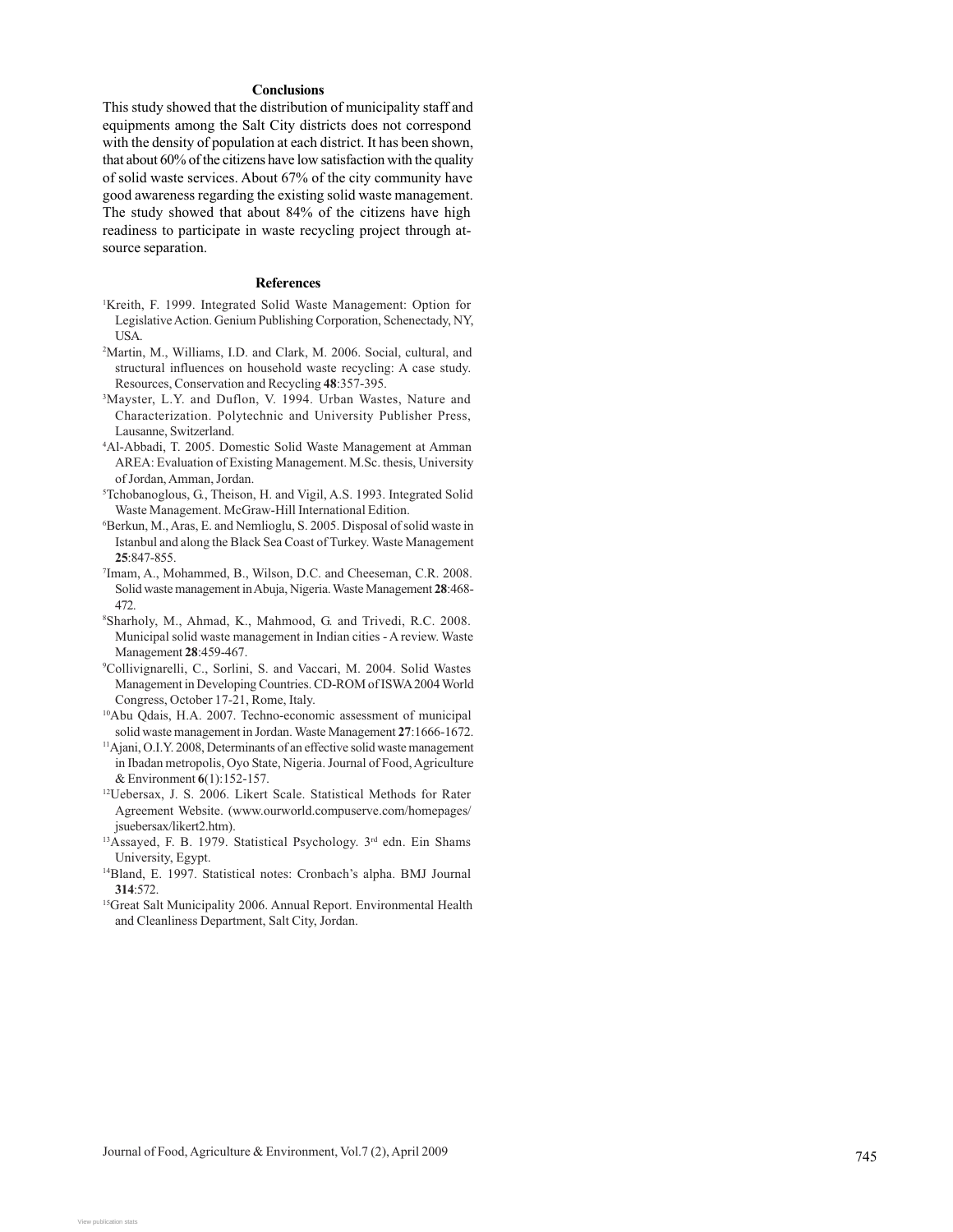## Conclusions

This study showed that the distribution of municipality staff and equipments among the Salt City districts does not correspond with the density of population at each district. It has been shown, that about 60% of the citizens have low satisfaction with the quality of solid waste services. About 67% of the city community have good awareness regarding the existing solid waste management. The study showed that about 84% of the citizens have high readiness to participate in waste recycling project through at-source separation.

## References

[1]Kreith, F. 1999. Integrated Solid Waste Management: Option for Legislative Action. Genium Publishing Corporation, Schenectady, NY, USA.

[2]Martin, M., Williams, I.D. and Clark, M. 2006. Social, cultural, and structural influences on household waste recycling: A case study. Resources, Conservation and Recycling **48**:357-395.

[3]Mayster, L.Y. and Duflon, V. 1994. Urban Wastes, Nature and Characterization. Polytechnic and University Publisher Press, Lausanne, Switzerland.

[4]Al-Abbadi, T. 2005. Domestic Solid Waste Management at Amman AREA: Evaluation of Existing Management. M.Sc. thesis, University of Jordan, Amman, Jordan.

[5]Tchobanoglous, G., Theison, H. and Vigil, A.S. 1993. Integrated Solid Waste Management. McGraw-Hill International Edition.

[6]Berkun, M., Aras, E. and Nemlioglu, S. 2005. Disposal of solid waste in Istanbul and along the Black Sea Coast of Turkey. Waste Management **25**:847-855.

[7]Imam, A., Mohammed, B., Wilson, D.C. and Cheeseman, C.R. 2008. Solid waste management in Abuja, Nigeria. Waste Management **28**:468-472.

[8]Sharholy, M., Ahmad, K., Mahmood, G. and Trivedi, R.C. 2008. Municipal solid waste management in Indian cities - A review. Waste Management **28**:459-467.

[9]Collivignarelli, C., Sorlini, S. and Vaccari, M. 2004. Solid Wastes Management in Developing Countries. CD-ROM of ISWA 2004 World Congress, October 17-21, Rome, Italy.

[10]Abu Qdais, H.A. 2007. Techno-economic assessment of municipal solid waste management in Jordan. Waste Management **27**:1666-1672.

[11]Ajani, O.I.Y. 2008, Determinants of an effective solid waste management in Ibadan metropolis, Oyo State, Nigeria. Journal of Food, Agriculture & Environment **6**(1):152-157.

[12]Uebersax, J. S. 2006. Likert Scale. Statistical Methods for Rater Agreement Website. (www.ourworld.compuserve.com/homepages/jsuebersax/likert2.htm).

[13]Assayed, F. B. 1979. Statistical Psychology. 3rd edn. Ein Shams University, Egypt.

[14]Bland, E. 1997. Statistical notes: Cronbach's alpha. BMJ Journal **314**:572.

[15]Great Salt Municipality 2006. Annual Report. Environmental Health and Cleanliness Department, Salt City, Jordan.